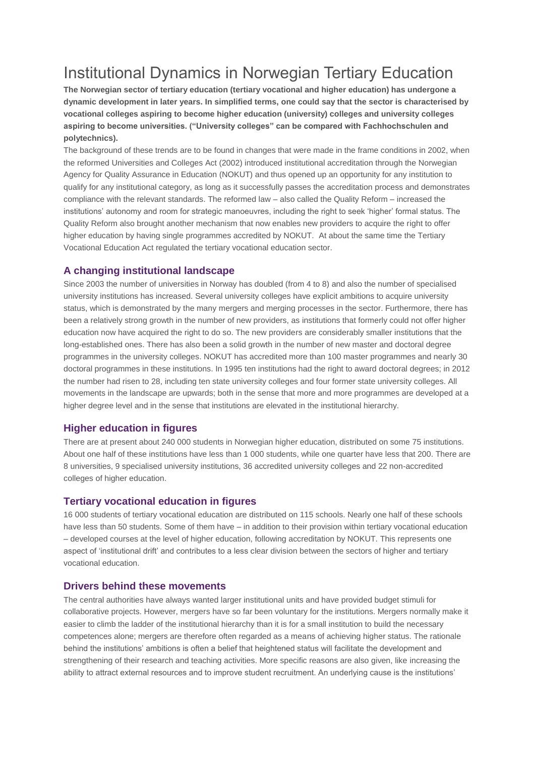# Institutional Dynamics in Norwegian Tertiary Education

**The Norwegian sector of tertiary education (tertiary vocational and higher education) has undergone a dynamic development in later years. In simplified terms, one could say that the sector is characterised by vocational colleges aspiring to become higher education (university) colleges and university colleges aspiring to become universities. ("University colleges" can be compared with Fachhochschulen and polytechnics).**

The background of these trends are to be found in changes that were made in the frame conditions in 2002, when the reformed Universities and Colleges Act (2002) introduced institutional accreditation through the Norwegian Agency for Quality Assurance in Education (NOKUT) and thus opened up an opportunity for any institution to qualify for any institutional category, as long as it successfully passes the accreditation process and demonstrates compliance with the relevant standards. The reformed law – also called the Quality Reform – increased the institutions' autonomy and room for strategic manoeuvres, including the right to seek 'higher' formal status. The Quality Reform also brought another mechanism that now enables new providers to acquire the right to offer higher education by having single programmes accredited by NOKUT. At about the same time the Tertiary Vocational Education Act regulated the tertiary vocational education sector.

## A changing institutional landscape

Since 2003 the number of universities in Norway has doubled (from 4 to 8) and also the number of specialised university institutions has increased. Several university colleges have explicit ambitions to acquire university status, which is demonstrated by the many mergers and merging processes in the sector. Furthermore, there has been a relatively strong growth in the number of new providers, as institutions that formerly could not offer higher education now have acquired the right to do so. The new providers are considerably smaller institutions that the long-established ones. There has also been a solid growth in the number of new master and doctoral degree programmes in the university colleges. NOKUT has accredited more than 100 master programmes and nearly 30 doctoral programmes in these institutions. In 1995 ten institutions had the right to award doctoral degrees; in 2012 the number had risen to 28, including ten state university colleges and four former state university colleges. All movements in the landscape are upwards; both in the sense that more and more programmes are developed at a higher degree level and in the sense that institutions are elevated in the institutional hierarchy.

## Higher education in figures

There are at present about 240 000 students in Norwegian higher education, distributed on some 75 institutions. About one half of these institutions have less than 1 000 students, while one quarter have less that 200. There are 8 universities, 9 specialised university institutions, 36 accredited university colleges and 22 non-accredited colleges of higher education.

## Tertiary vocational education in figures

16 000 students of tertiary vocational education are distributed on 115 schools. Nearly one half of these schools have less than 50 students. Some of them have – in addition to their provision within tertiary vocational education – developed courses at the level of higher education, following accreditation by NOKUT. This represents one aspect of 'institutional drift' and contributes to a less clear division between the sectors of higher and tertiary vocational education.

## Drivers behind these movements

The central authorities have always wanted larger institutional units and have provided budget stimuli for collaborative projects. However, mergers have so far been voluntary for the institutions. Mergers normally make it easier to climb the ladder of the institutional hierarchy than it is for a small institution to build the necessary competences alone; mergers are therefore often regarded as a means of achieving higher status. The rationale behind the institutions' ambitions is often a belief that heightened status will facilitate the development and strengthening of their research and teaching activities. More specific reasons are also given, like increasing the ability to attract external resources and to improve student recruitment. An underlying cause is the institutions'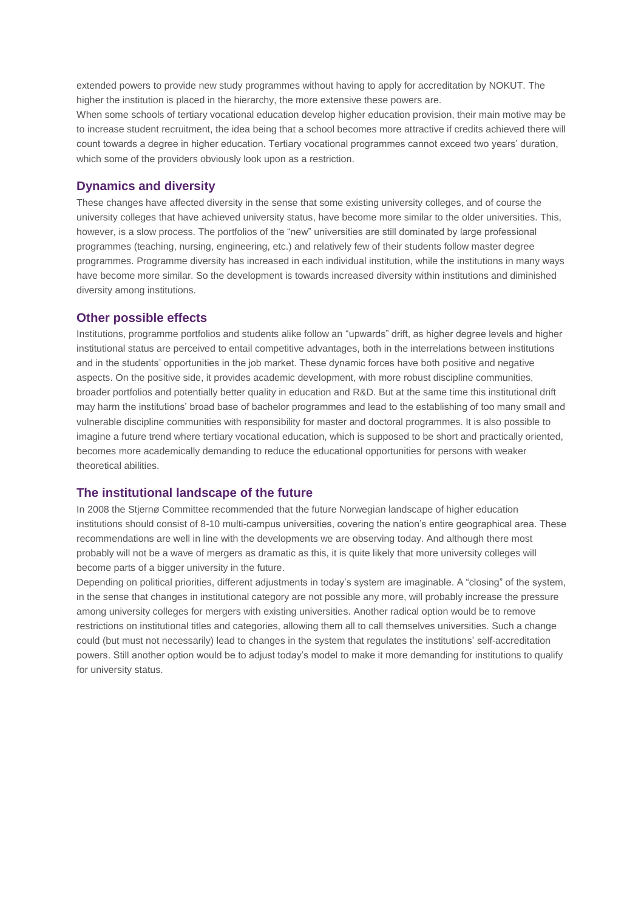extended powers to provide new study programmes without having to apply for accreditation by NOKUT. The higher the institution is placed in the hierarchy, the more extensive these powers are.

When some schools of tertiary vocational education develop higher education provision, their main motive may be to increase student recruitment, the idea being that a school becomes more attractive if credits achieved there will count towards a degree in higher education. Tertiary vocational programmes cannot exceed two years' duration, which some of the providers obviously look upon as a restriction.

## Dynamics and diversity

These changes have affected diversity in the sense that some existing university colleges, and of course the university colleges that have achieved university status, have become more similar to the older universities. This, however, is a slow process. The portfolios of the "new" universities are still dominated by large professional programmes (teaching, nursing, engineering, etc.) and relatively few of their students follow master degree programmes. Programme diversity has increased in each individual institution, while the institutions in many ways have become more similar. So the development is towards increased diversity within institutions and diminished diversity among institutions.

## Other possible effects

Institutions, programme portfolios and students alike follow an "upwards" drift, as higher degree levels and higher institutional status are perceived to entail competitive advantages, both in the interrelations between institutions and in the students' opportunities in the job market. These dynamic forces have both positive and negative aspects. On the positive side, it provides academic development, with more robust discipline communities, broader portfolios and potentially better quality in education and R&D. But at the same time this institutional drift may harm the institutions' broad base of bachelor programmes and lead to the establishing of too many small and vulnerable discipline communities with responsibility for master and doctoral programmes. It is also possible to imagine a future trend where tertiary vocational education, which is supposed to be short and practically oriented, becomes more academically demanding to reduce the educational opportunities for persons with weaker theoretical abilities.

## The institutional landscape of the future

In 2008 the Stjernø Committee recommended that the future Norwegian landscape of higher education institutions should consist of 8-10 multi-campus universities, covering the nation's entire geographical area. These recommendations are well in line with the developments we are observing today. And although there most probably will not be a wave of mergers as dramatic as this, it is quite likely that more university colleges will become parts of a bigger university in the future.

Depending on political priorities, different adjustments in today's system are imaginable. A "closing" of the system, in the sense that changes in institutional category are not possible any more, will probably increase the pressure among university colleges for mergers with existing universities. Another radical option would be to remove restrictions on institutional titles and categories, allowing them all to call themselves universities. Such a change could (but must not necessarily) lead to changes in the system that regulates the institutions' self-accreditation powers. Still another option would be to adjust today's model to make it more demanding for institutions to qualify for university status.